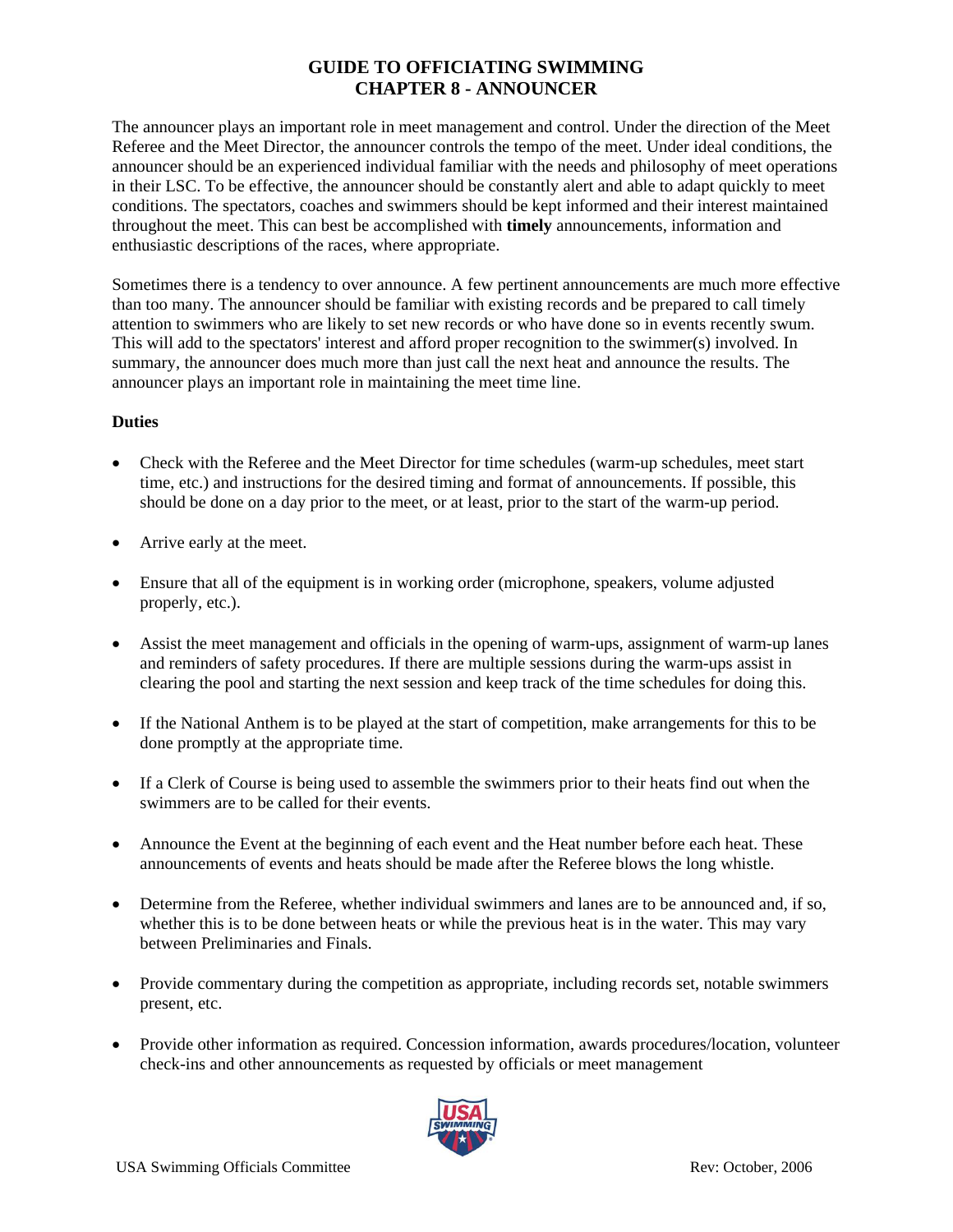# GUIDE TO OFFICIATING SWIMMING
# CHAPTER 8 - ANNOUNCER

The announcer plays an important role in meet management and control. Under the direction of the Meet Referee and the Meet Director, the announcer controls the tempo of the meet. Under ideal conditions, the announcer should be an experienced individual familiar with the needs and philosophy of meet operations in their LSC. To be effective, the announcer should be constantly alert and able to adapt quickly to meet conditions. The spectators, coaches and swimmers should be kept informed and their interest maintained throughout the meet. This can best be accomplished with **timely** announcements, information and enthusiastic descriptions of the races, where appropriate.

Sometimes there is a tendency to over announce. A few pertinent announcements are much more effective than too many. The announcer should be familiar with existing records and be prepared to call timely attention to swimmers who are likely to set new records or who have done so in events recently swum. This will add to the spectators' interest and afford proper recognition to the swimmer(s) involved. In summary, the announcer does much more than just call the next heat and announce the results. The announcer plays an important role in maintaining the meet time line.

**Duties**

- Check with the Referee and the Meet Director for time schedules (warm-up schedules, meet start time, etc.) and instructions for the desired timing and format of announcements. If possible, this should be done on a day prior to the meet, or at least, prior to the start of the warm-up period.

- Arrive early at the meet.

- Ensure that all of the equipment is in working order (microphone, speakers, volume adjusted properly, etc.).

- Assist the meet management and officials in the opening of warm-ups, assignment of warm-up lanes and reminders of safety procedures. If there are multiple sessions during the warm-ups assist in clearing the pool and starting the next session and keep track of the time schedules for doing this.

- If the National Anthem is to be played at the start of competition, make arrangements for this to be done promptly at the appropriate time.

- If a Clerk of Course is being used to assemble the swimmers prior to their heats find out when the swimmers are to be called for their events.

- Announce the Event at the beginning of each event and the Heat number before each heat. These announcements of events and heats should be made after the Referee blows the long whistle.

- Determine from the Referee, whether individual swimmers and lanes are to be announced and, if so, whether this is to be done between heats or while the previous heat is in the water. This may vary between Preliminaries and Finals.

- Provide commentary during the competition as appropriate, including records set, notable swimmers present, etc.

- Provide other information as required. Concession information, awards procedures/location, volunteer check-ins and other announcements as requested by officials or meet management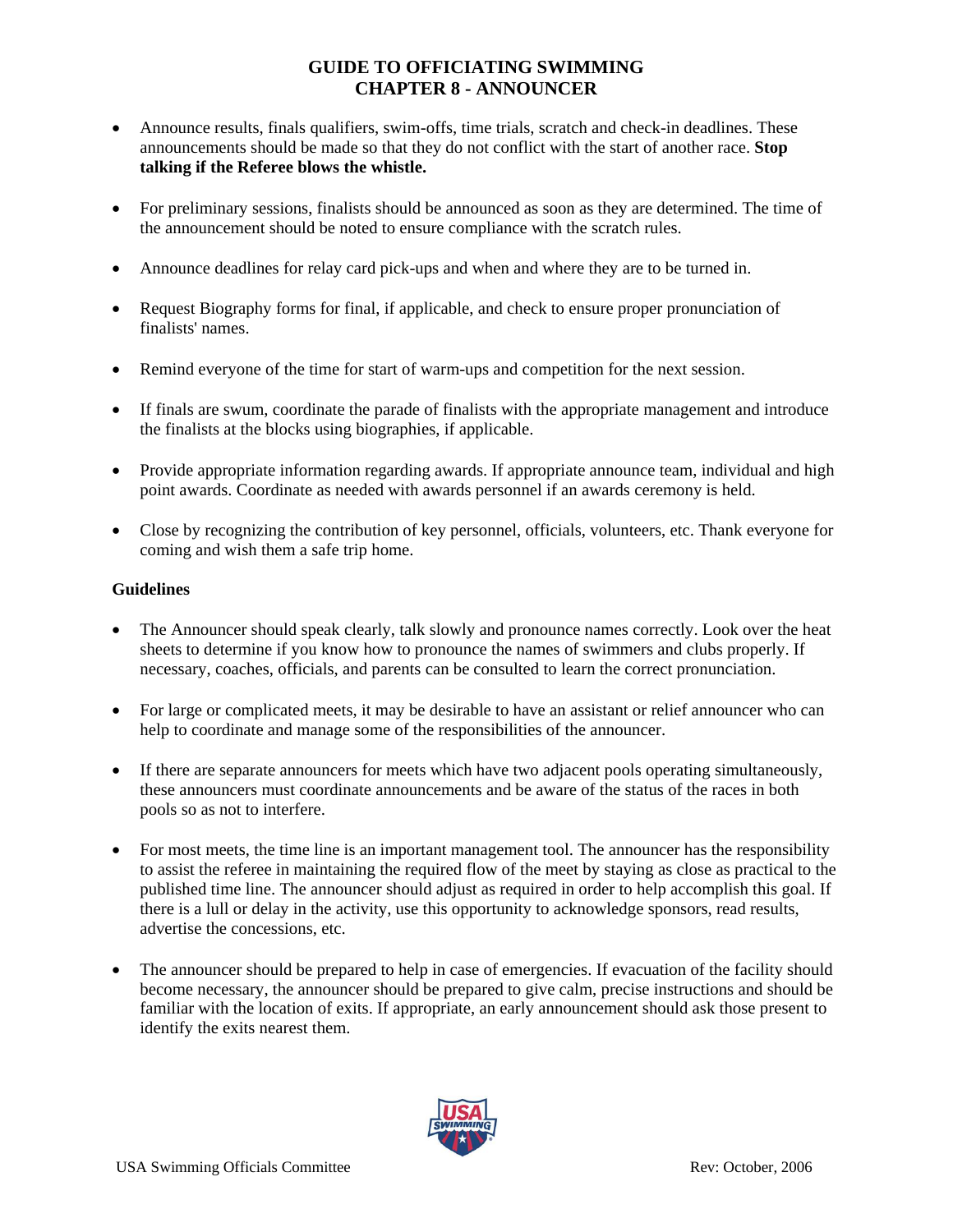# GUIDE TO OFFICIATING SWIMMING
## CHAPTER 8 - ANNOUNCER

- Announce results, finals qualifiers, swim-offs, time trials, scratch and check-in deadlines. These announcements should be made so that they do not conflict with the start of another race. **Stop talking if the Referee blows the whistle.**
- For preliminary sessions, finalists should be announced as soon as they are determined. The time of the announcement should be noted to ensure compliance with the scratch rules.
- Announce deadlines for relay card pick-ups and when and where they are to be turned in.
- Request Biography forms for final, if applicable, and check to ensure proper pronunciation of finalists' names.
- Remind everyone of the time for start of warm-ups and competition for the next session.
- If finals are swum, coordinate the parade of finalists with the appropriate management and introduce the finalists at the blocks using biographies, if applicable.
- Provide appropriate information regarding awards. If appropriate announce team, individual and high point awards. Coordinate as needed with awards personnel if an awards ceremony is held.
- Close by recognizing the contribution of key personnel, officials, volunteers, etc. Thank everyone for coming and wish them a safe trip home.

**Guidelines**

- The Announcer should speak clearly, talk slowly and pronounce names correctly. Look over the heat sheets to determine if you know how to pronounce the names of swimmers and clubs properly. If necessary, coaches, officials, and parents can be consulted to learn the correct pronunciation.
- For large or complicated meets, it may be desirable to have an assistant or relief announcer who can help to coordinate and manage some of the responsibilities of the announcer.
- If there are separate announcers for meets which have two adjacent pools operating simultaneously, these announcers must coordinate announcements and be aware of the status of the races in both pools so as not to interfere.
- For most meets, the time line is an important management tool. The announcer has the responsibility to assist the referee in maintaining the required flow of the meet by staying as close as practical to the published time line. The announcer should adjust as required in order to help accomplish this goal. If there is a lull or delay in the activity, use this opportunity to acknowledge sponsors, read results, advertise the concessions, etc.
- The announcer should be prepared to help in case of emergencies. If evacuation of the facility should become necessary, the announcer should be prepared to give calm, precise instructions and should be familiar with the location of exits. If appropriate, an early announcement should ask those present to identify the exits nearest them.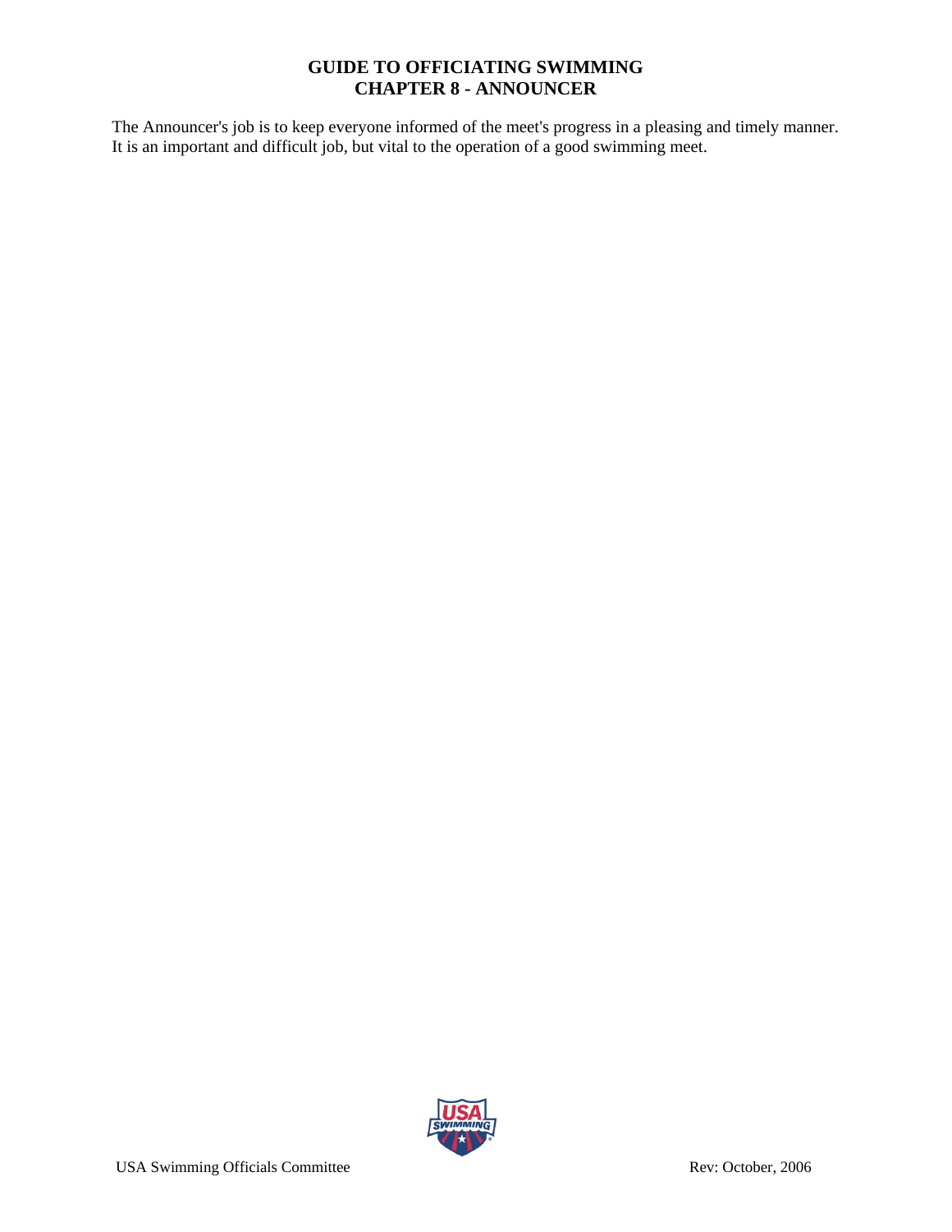# GUIDE TO OFFICIATING SWIMMING
## CHAPTER 8 - ANNOUNCER

The Announcer's job is to keep everyone informed of the meet's progress in a pleasing and timely manner. It is an important and difficult job, but vital to the operation of a good swimming meet.